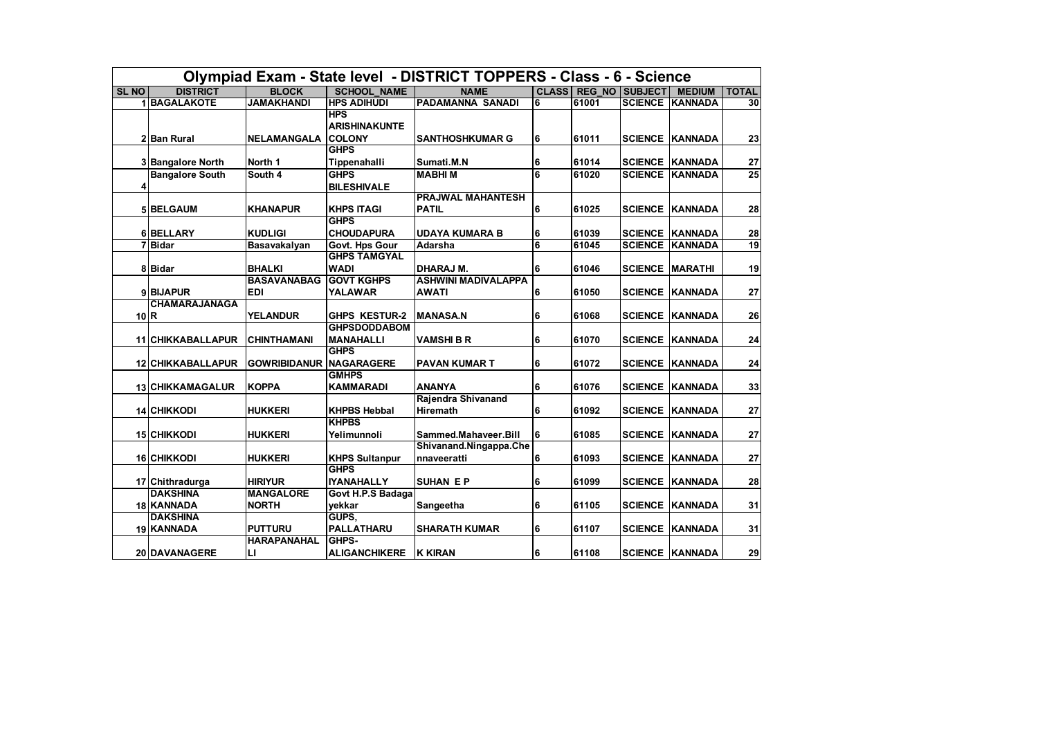# Olympiad Exam - State level - DISTRICT TOPPERS - Class - 6 - Science

| SL NO | DISTRICT | BLOCK | SCHOOL_NAME | NAME | CLASS | REG_NO | SUBJECT | MEDIUM | TOTAL |
|---|---|---|---|---|---|---|---|---|---|
| 1 | BAGALAKOTE | JAMAKHANDI | HPS ADIHUDI | PADAMANNA SANADI | 6 | 61001 | SCIENCE | KANNADA | 30 |
| 2 | Ban Rural | NELAMANGALA | HPS ARISHINAKUNTE COLONY | SANTHOSHKUMAR G | 6 | 61011 | SCIENCE | KANNADA | 23 |
| 3 | Bangalore North | North 1 | GHPS Tippenahalli | Sumati.M.N | 6 | 61014 | SCIENCE | KANNADA | 27 |
| 4 | Bangalore South | South 4 | GHPS BILESHIVALE | MABHI M | 6 | 61020 | SCIENCE | KANNADA | 25 |
| 5 | BELGAUM | KHANAPUR | KHPS ITAGI | PRAJWAL MAHANTESH PATIL | 6 | 61025 | SCIENCE | KANNADA | 28 |
| 6 | BELLARY | KUDLIGI | GHPS CHOUDAPURA | UDAYA KUMARA B | 6 | 61039 | SCIENCE | KANNADA | 28 |
| 7 | Bidar | Basavakalyan | Govt. Hps Gour | Adarsha | 6 | 61045 | SCIENCE | KANNADA | 19 |
| 8 | Bidar | BHALKI | GHPS TAMGYAL WADI | DHARAJ M. | 6 | 61046 | SCIENCE | MARATHI | 19 |
| 9 | BIJAPUR | BASAVANABAGEDI | GOVT KGHPS YALAWAR | ASHWINI MADIVALAPPA AWATI | 6 | 61050 | SCIENCE | KANNADA | 27 |
| 10 | CHAMARAJANAGAR | YELANDUR | GHPS KESTUR-2 | MANASA.N | 6 | 61068 | SCIENCE | KANNADA | 26 |
| 11 | CHIKKABALLAPUR | CHINTHAMANI | GHPSDODDABOMMANAHALLI | VAMSHI B R | 6 | 61070 | SCIENCE | KANNADA | 24 |
| 12 | CHIKKABALLAPUR | GOWRIBIDANUR | GHPS NAGARAGERE | PAVAN KUMAR T | 6 | 61072 | SCIENCE | KANNADA | 24 |
| 13 | CHIKKAMAGALUR | KOPPA | GMHPS KAMMARADI | ANANYA | 6 | 61076 | SCIENCE | KANNADA | 33 |
| 14 | CHIKKODI | HUKKERI | KHPBS Hebbal | Rajendra Shivanand Hiremath | 6 | 61092 | SCIENCE | KANNADA | 27 |
| 15 | CHIKKODI | HUKKERI | KHPBS Yelimunnoli | Sammed.Mahaveer.Bill | 6 | 61085 | SCIENCE | KANNADA | 27 |
| 16 | CHIKKODI | HUKKERI | KHPS Sultanpur | Shivanand.Ningappa.Chennaveeratti | 6 | 61093 | SCIENCE | KANNADA | 27 |
| 17 | Chithradurga | HIRIYUR | GHPS IYANAHALLY | SUHAN E P | 6 | 61099 | SCIENCE | KANNADA | 28 |
| 18 | DAKSHINA KANNADA | MANGALORE NORTH | Govt H.P.S Badaga yekkar | Sangeetha | 6 | 61105 | SCIENCE | KANNADA | 31 |
| 19 | DAKSHINA KANNADA | PUTTURU | GUPS, PALLATHARU | SHARATH KUMAR | 6 | 61107 | SCIENCE | KANNADA | 31 |
| 20 | DAVANAGERE | HARAPANAHALLI | GHPS-ALIGANCHIKERE | K KIRAN | 6 | 61108 | SCIENCE | KANNADA | 29 |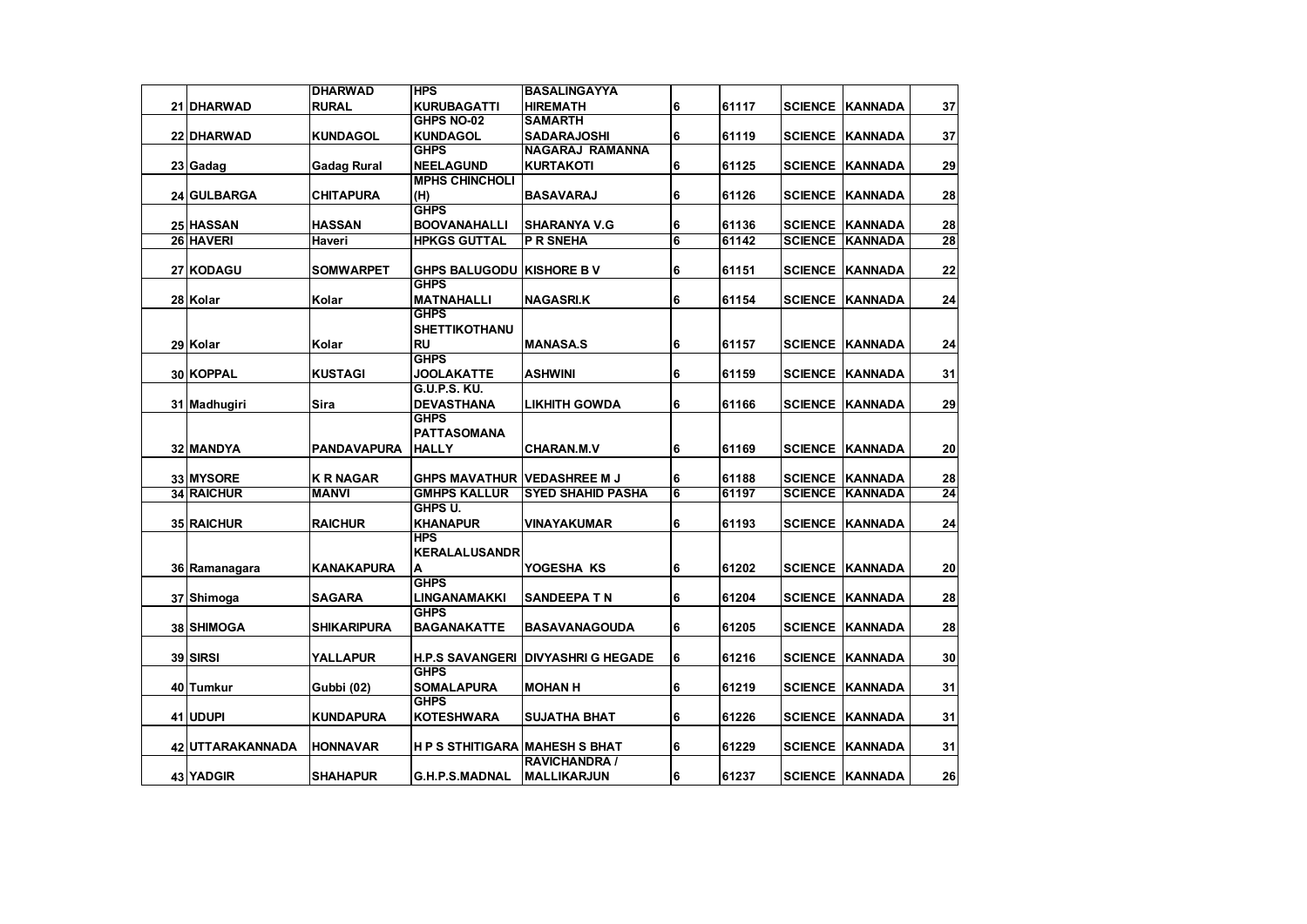| | | | | | | | | | |
|---|---|---|---|---|---|---|---|---|---|
| 21 | DHARWAD | DHARWAD RURAL | HPS KURUBAGATTI | BASALINGAYYA HIREMATH | 6 | 61117 | SCIENCE | KANNADA | 37 |
| 22 | DHARWAD | KUNDAGOL | GHPS NO-02 KUNDAGOL | SAMARTH SADARAJOSHI | 6 | 61119 | SCIENCE | KANNADA | 37 |
| 23 | Gadag | Gadag Rural | GHPS NEELAGUND | NAGARAJ RAMANNA KURTAKOTI | 6 | 61125 | SCIENCE | KANNADA | 29 |
| 24 | GULBARGA | CHITAPURA | MPHS CHINCHOLI (H) | BASAVARAJ | 6 | 61126 | SCIENCE | KANNADA | 28 |
| 25 | HASSAN | HASSAN | GHPS BOOVANAHALLI | SHARANYA V.G | 6 | 61136 | SCIENCE | KANNADA | 28 |
| 26 | HAVERI | Haveri | HPKGS GUTTAL | P R SNEHA | 6 | 61142 | SCIENCE | KANNADA | 28 |
| 27 | KODAGU | SOMWARPET | GHPS BALUGODU | KISHORE B V | 6 | 61151 | SCIENCE | KANNADA | 22 |
| 28 | Kolar | Kolar | GHPS MATNAHALLI | NAGASRI.K | 6 | 61154 | SCIENCE | KANNADA | 24 |
| 29 | Kolar | Kolar | GHPS SHETTIKOTHANURU | MANASA.S | 6 | 61157 | SCIENCE | KANNADA | 24 |
| 30 | KOPPAL | KUSTAGI | GHPS JOOLAKATTE | ASHWINI | 6 | 61159 | SCIENCE | KANNADA | 31 |
| 31 | Madhugiri | Sira | G.U.P.S. KU. DEVASTHANA | LIKHITH GOWDA | 6 | 61166 | SCIENCE | KANNADA | 29 |
| 32 | MANDYA | PANDAVAPURA | GHPS PATTASOMANAHALLY | CHARAN.M.V | 6 | 61169 | SCIENCE | KANNADA | 20 |
| 33 | MYSORE | K R NAGAR | GHPS MAVATHUR | VEDASHREE M J | 6 | 61188 | SCIENCE | KANNADA | 28 |
| 34 | RAICHUR | MANVI | GMHPS KALLUR | SYED SHAHID PASHA | 6 | 61197 | SCIENCE | KANNADA | 24 |
| 35 | RAICHUR | RAICHUR | GHPS U. KHANAPUR | VINAYAKUMAR | 6 | 61193 | SCIENCE | KANNADA | 24 |
| 36 | Ramanagara | KANAKAPURA | HPS KERALALUSANDRA | YOGESHA KS | 6 | 61202 | SCIENCE | KANNADA | 20 |
| 37 | Shimoga | SAGARA | GHPS LINGANAMAKKI | SANDEEPA T N | 6 | 61204 | SCIENCE | KANNADA | 28 |
| 38 | SHIMOGA | SHIKARIPURA | GHPS BAGANAKATTE | BASAVANAGOUDA | 6 | 61205 | SCIENCE | KANNADA | 28 |
| 39 | SIRSI | YALLAPUR | H.P.S SAVANGERI | DIVYASHRI G HEGADE | 6 | 61216 | SCIENCE | KANNADA | 30 |
| 40 | Tumkur | Gubbi (02) | GHPS SOMALAPURA | MOHAN H | 6 | 61219 | SCIENCE | KANNADA | 31 |
| 41 | UDUPI | KUNDAPURA | GHPS KOTESHWARA | SUJATHA BHAT | 6 | 61226 | SCIENCE | KANNADA | 31 |
| 42 | UTTARAKANNADA | HONNAVAR | H P S STHITIGARA | MAHESH S BHAT | 6 | 61229 | SCIENCE | KANNADA | 31 |
| 43 | YADGIR | SHAHAPUR | G.H.P.S.MADNAL | RAVICHANDRA / MALLIKARJUN | 6 | 61237 | SCIENCE | KANNADA | 26 |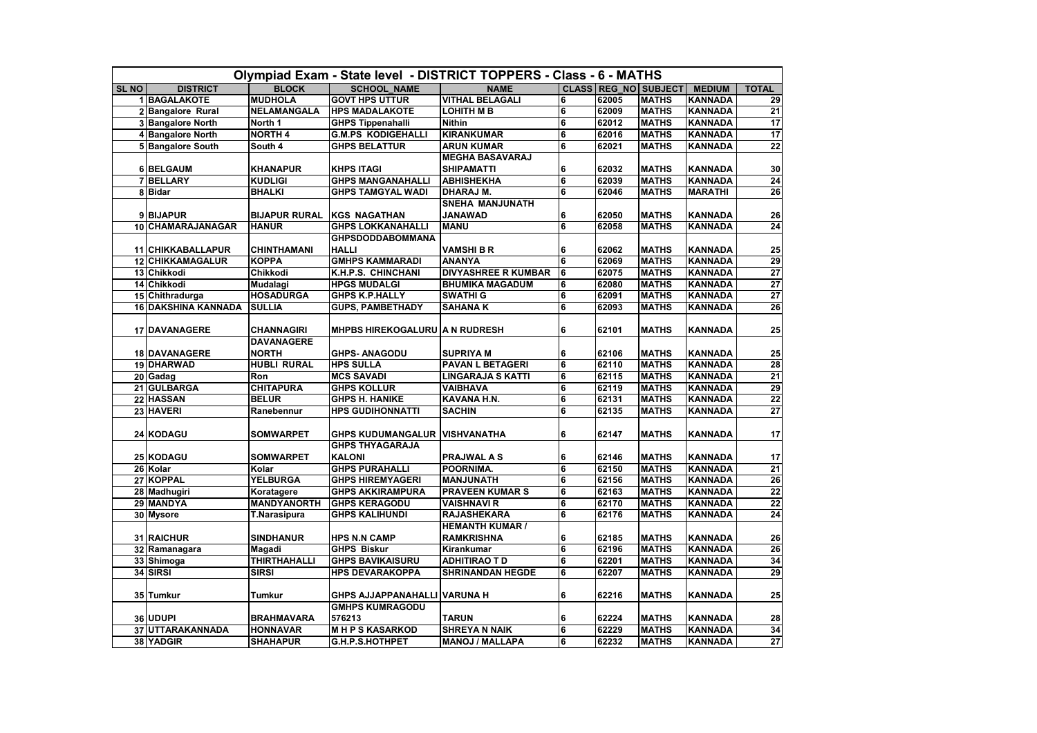## Olympiad Exam - State level - DISTRICT TOPPERS - Class - 6 - MATHS

| SL NO | DISTRICT | BLOCK | SCHOOL_NAME | NAME | CLASS | REG_NO | SUBJECT | MEDIUM | TOTAL |
|---|---|---|---|---|---|---|---|---|---|
| 1 | BAGALAKOTE | MUDHOLA | GOVT HPS UTTUR | VITHAL BELAGALI | 6 | 62005 | MATHS | KANNADA | 29 |
| 2 | Bangalore Rural | NELAMANGALA | HPS MADALAKOTE | LOHITH M B | 6 | 62009 | MATHS | KANNADA | 21 |
| 3 | Bangalore North | North 1 | GHPS Tippenahalli | Nithin | 6 | 62012 | MATHS | KANNADA | 17 |
| 4 | Bangalore North | NORTH 4 | G.M.PS KODIGEHALLI | KIRANKUMAR | 6 | 62016 | MATHS | KANNADA | 17 |
| 5 | Bangalore South | South 4 | GHPS BELATTUR | ARUN KUMAR | 6 | 62021 | MATHS | KANNADA | 22 |
| 6 | BELGAUM | KHANAPUR | KHPS ITAGI | MEGHA BASAVARAJ SHIPAMATTI | 6 | 62032 | MATHS | KANNADA | 30 |
| 7 | BELLARY | KUDLIGI | GHPS MANGANAHALLI | ABHISHEKHA | 6 | 62039 | MATHS | KANNADA | 24 |
| 8 | Bidar | BHALKI | GHPS TAMGYAL WADI | DHARAJ M. | 6 | 62046 | MATHS | MARATHI | 26 |
| 9 | BIJAPUR | BIJAPUR RURAL | KGS NAGATHAN | SNEHA MANJUNATH JANAWAD | 6 | 62050 | MATHS | KANNADA | 26 |
| 10 | CHAMARAJANAGAR | HANUR | GHPS LOKKANAHALLI | MANU | 6 | 62058 | MATHS | KANNADA | 24 |
| 11 | CHIKKABALLAPUR | CHINTHAMANI | GHPSDODDABOMMANA HALLI | VAMSHI B R | 6 | 62062 | MATHS | KANNADA | 25 |
| 12 | CHIKKAMAGALUR | KOPPA | GMHPS KAMMARADI | ANANYA | 6 | 62069 | MATHS | KANNADA | 29 |
| 13 | Chikkodi | Chikkodi | K.H.P.S. CHINCHANI | DIVYASHREE R KUMBAR | 6 | 62075 | MATHS | KANNADA | 27 |
| 14 | Chikkodi | Mudalagi | HPGS MUDALGI | BHUMIKA MAGADUM | 6 | 62080 | MATHS | KANNADA | 27 |
| 15 | Chithradurga | HOSADURGA | GHPS K.P.HALLY | SWATHI G | 6 | 62091 | MATHS | KANNADA | 27 |
| 16 | DAKSHINA KANNADA | SULLIA | GUPS, PAMBETHADY | SAHANA K | 6 | 62093 | MATHS | KANNADA | 26 |
| 17 | DAVANAGERE | CHANNAGIRI | MHPBS HIREKOGALURU | A N RUDRESH | 6 | 62101 | MATHS | KANNADA | 25 |
| 18 | DAVANAGERE | DAVANAGERE NORTH | GHPS- ANAGODU | SUPRIYA M | 6 | 62106 | MATHS | KANNADA | 25 |
| 19 | DHARWAD | HUBLI RURAL | HPS SULLA | PAVAN L BETAGERI | 6 | 62110 | MATHS | KANNADA | 28 |
| 20 | Gadag | Ron | MCS SAVADI | LINGARAJA S KATTI | 6 | 62115 | MATHS | KANNADA | 21 |
| 21 | GULBARGA | CHITAPURA | GHPS KOLLUR | VAIBHAVA | 6 | 62119 | MATHS | KANNADA | 29 |
| 22 | HASSAN | BELUR | GHPS H. HANIKE | KAVANA H.N. | 6 | 62131 | MATHS | KANNADA | 22 |
| 23 | HAVERI | Ranebennur | HPS GUDIHONNATTI | SACHIN | 6 | 62135 | MATHS | KANNADA | 27 |
| 24 | KODAGU | SOMWARPET | GHPS KUDUMANGALUR | VISHVANATHA | 6 | 62147 | MATHS | KANNADA | 17 |
| 25 | KODAGU | SOMWARPET | GHPS THYAGARAJA KALONI | PRAJWAL A S | 6 | 62146 | MATHS | KANNADA | 17 |
| 26 | Kolar | Kolar | GHPS PURAHALLI | POORNIMA. | 6 | 62150 | MATHS | KANNADA | 21 |
| 27 | KOPPAL | YELBURGA | GHPS HIREMYAGERI | MANJUNATH | 6 | 62156 | MATHS | KANNADA | 26 |
| 28 | Madhugiri | Koratagere | GHPS AKKIRAMPURA | PRAVEEN KUMAR S | 6 | 62163 | MATHS | KANNADA | 22 |
| 29 | MANDYA | MANDYANORTH | GHPS KERAGODU | VAISHNAVI R | 6 | 62170 | MATHS | KANNADA | 22 |
| 30 | Mysore | T.Narasipura | GHPS KALIHUNDI | RAJASHEKARA | 6 | 62176 | MATHS | KANNADA | 24 |
| 31 | RAICHUR | SINDHANUR | HPS N.N CAMP | HEMANTH KUMAR / RAMKRISHNA | 6 | 62185 | MATHS | KANNADA | 26 |
| 32 | Ramanagara | Magadi | GHPS Biskur | Kirankumar | 6 | 62196 | MATHS | KANNADA | 26 |
| 33 | Shimoga | THIRTHAHALLI | GHPS BAVIKAISURU | ADHITIRAO T D | 6 | 62201 | MATHS | KANNADA | 34 |
| 34 | SIRSI | SIRSI | HPS DEVARAKOPPA | SHRINANDAN HEGDE | 6 | 62207 | MATHS | KANNADA | 29 |
| 35 | Tumkur | Tumkur | GHPS AJJAPPANAHALLI | VARUNA H | 6 | 62216 | MATHS | KANNADA | 25 |
| 36 | UDUPI | BRAHMAVARA | GMHPS KUMRAGODU 576213 | TARUN | 6 | 62224 | MATHS | KANNADA | 28 |
| 37 | UTTARAKANNADA | HONNAVAR | M H P S KASARKOD | SHREYA N NAIK | 6 | 62229 | MATHS | KANNADA | 34 |
| 38 | YADGIR | SHAHAPUR | G.H.P.S.HOTHPET | MANOJ / MALLAPA | 6 | 62232 | MATHS | KANNADA | 27 |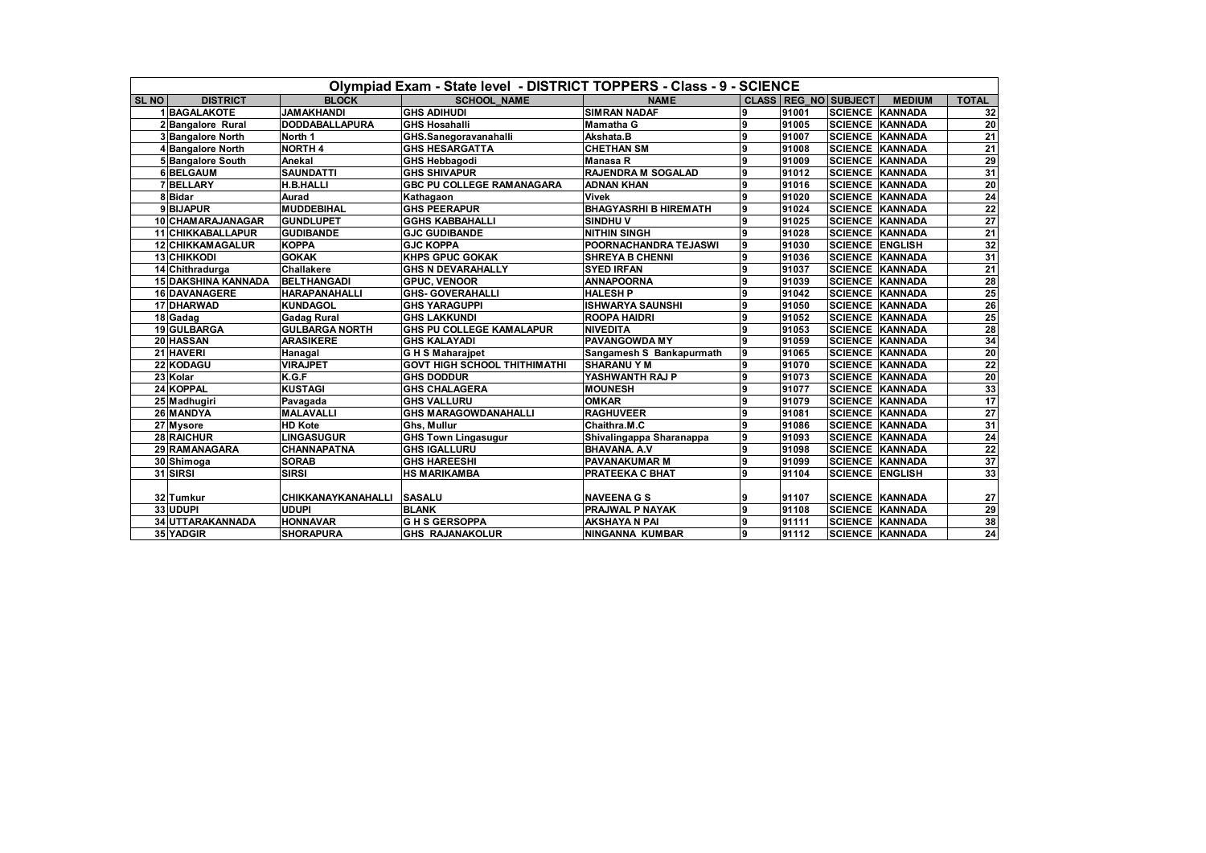# Olympiad Exam - State level - DISTRICT TOPPERS - Class - 9 - SCIENCE

| SL NO | DISTRICT | BLOCK | SCHOOL_NAME | NAME | CLASS | REG_NO | SUBJECT | MEDIUM | TOTAL |
|---|---|---|---|---|---|---|---|---|---|
| 1 | BAGALAKOTE | JAMAKHANDI | GHS ADIHUDI | SIMRAN NADAF | 9 | 91001 | SCIENCE | KANNADA | 32 |
| 2 | Bangalore Rural | DODDABALLAPURA | GHS Hosahalli | Mamatha G | 9 | 91005 | SCIENCE | KANNADA | 20 |
| 3 | Bangalore North | North 1 | GHS.Sanegoravanahalli | Akshata.B | 9 | 91007 | SCIENCE | KANNADA | 21 |
| 4 | Bangalore North | NORTH 4 | GHS HESARGATTA | CHETHAN SM | 9 | 91008 | SCIENCE | KANNADA | 21 |
| 5 | Bangalore South | Anekal | GHS Hebbagodi | Manasa R | 9 | 91009 | SCIENCE | KANNADA | 29 |
| 6 | BELGAUM | SAUNDATTI | GHS SHIVAPUR | RAJENDRA M SOGALAD | 9 | 91012 | SCIENCE | KANNADA | 31 |
| 7 | BELLARY | H.B.HALLI | GBC PU COLLEGE RAMANAGARA | ADNAN KHAN | 9 | 91016 | SCIENCE | KANNADA | 20 |
| 8 | Bidar | Aurad | Kathagaon | Vivek | 9 | 91020 | SCIENCE | KANNADA | 24 |
| 9 | BIJAPUR | MUDDEBIHAL | GHS PEERAPUR | BHAGYASRHI B HIREMATH | 9 | 91024 | SCIENCE | KANNADA | 22 |
| 10 | CHAMARAJANAGAR | GUNDLUPET | GGHS KABBAHALLI | SINDHU V | 9 | 91025 | SCIENCE | KANNADA | 27 |
| 11 | CHIKKABALLAPUR | GUDIBANDE | GJC GUDIBANDE | NITHIN SINGH | 9 | 91028 | SCIENCE | KANNADA | 21 |
| 12 | CHIKKAMAGALUR | KOPPA | GJC KOPPA | POORNACHANDRA TEJASWI | 9 | 91030 | SCIENCE | ENGLISH | 32 |
| 13 | CHIKKODI | GOKAK | KHPS GPUC GOKAK | SHREYA B CHENNI | 9 | 91036 | SCIENCE | KANNADA | 31 |
| 14 | Chithradurga | Challakere | GHS N DEVARAHALLY | SYED IRFAN | 9 | 91037 | SCIENCE | KANNADA | 21 |
| 15 | DAKSHINA KANNADA | BELTHANGADI | GPUC, VENOOR | ANNAPOORNA | 9 | 91039 | SCIENCE | KANNADA | 28 |
| 16 | DAVANAGERE | HARAPANAHALLI | GHS- GOVERAHALLI | HALESH P | 9 | 91042 | SCIENCE | KANNADA | 25 |
| 17 | DHARWAD | KUNDAGOL | GHS YARAGUPPI | ISHWARYA SAUNSHI | 9 | 91050 | SCIENCE | KANNADA | 26 |
| 18 | Gadag | Gadag Rural | GHS LAKKUNDI | ROOPA HAIDRI | 9 | 91052 | SCIENCE | KANNADA | 25 |
| 19 | GULBARGA | GULBARGA NORTH | GHS PU COLLEGE KAMALAPUR | NIVEDITA | 9 | 91053 | SCIENCE | KANNADA | 28 |
| 20 | HASSAN | ARASIKERE | GHS KALAYADI | PAVANGOWDA MY | 9 | 91059 | SCIENCE | KANNADA | 34 |
| 21 | HAVERI | Hanagal | G H S Maharajpet | Sangamesh S Bankapurmath | 9 | 91065 | SCIENCE | KANNADA | 20 |
| 22 | KODAGU | VIRAJPET | GOVT HIGH SCHOOL THITHIMATHI | SHARANU Y M | 9 | 91070 | SCIENCE | KANNADA | 22 |
| 23 | Kolar | K.G.F | GHS DODDUR | YASHWANTH RAJ P | 9 | 91073 | SCIENCE | KANNADA | 20 |
| 24 | KOPPAL | KUSTAGI | GHS CHALAGERA | MOUNESH | 9 | 91077 | SCIENCE | KANNADA | 33 |
| 25 | Madhugiri | Pavagada | GHS VALLURU | OMKAR | 9 | 91079 | SCIENCE | KANNADA | 17 |
| 26 | MANDYA | MALAVALLI | GHS MARAGOWDANAHALLI | RAGHUVEER | 9 | 91081 | SCIENCE | KANNADA | 27 |
| 27 | Mysore | HD Kote | Ghs, Mullur | Chaithra.M.C | 9 | 91086 | SCIENCE | KANNADA | 31 |
| 28 | RAICHUR | LINGASUGUR | GHS Town Lingasugur | Shivalingappa Sharanappa | 9 | 91093 | SCIENCE | KANNADA | 24 |
| 29 | RAMANAGARA | CHANNAPATNA | GHS IGALLURU | BHAVANA. A.V | 9 | 91098 | SCIENCE | KANNADA | 22 |
| 30 | Shimoga | SORAB | GHS HAREESHI | PAVANAKUMAR M | 9 | 91099 | SCIENCE | KANNADA | 37 |
| 31 | SIRSI | SIRSI | HS MARIKAMBA | PRATEEKA C BHAT | 9 | 91104 | SCIENCE | ENGLISH | 33 |
| 32 | Tumkur | CHIKKANAYKANAHALLI | SASALU | NAVEENA G S | 9 | 91107 | SCIENCE | KANNADA | 27 |
| 33 | UDUPI | UDUPI | BLANK | PRAJWAL P NAYAK | 9 | 91108 | SCIENCE | KANNADA | 29 |
| 34 | UTTARAKANNADA | HONNAVAR | G H S GERSOPPA | AKSHAYA N PAI | 9 | 91111 | SCIENCE | KANNADA | 38 |
| 35 | YADGIR | SHORAPURA | GHS RAJANAKOLUR | NINGANNA KUMBAR | 9 | 91112 | SCIENCE | KANNADA | 24 |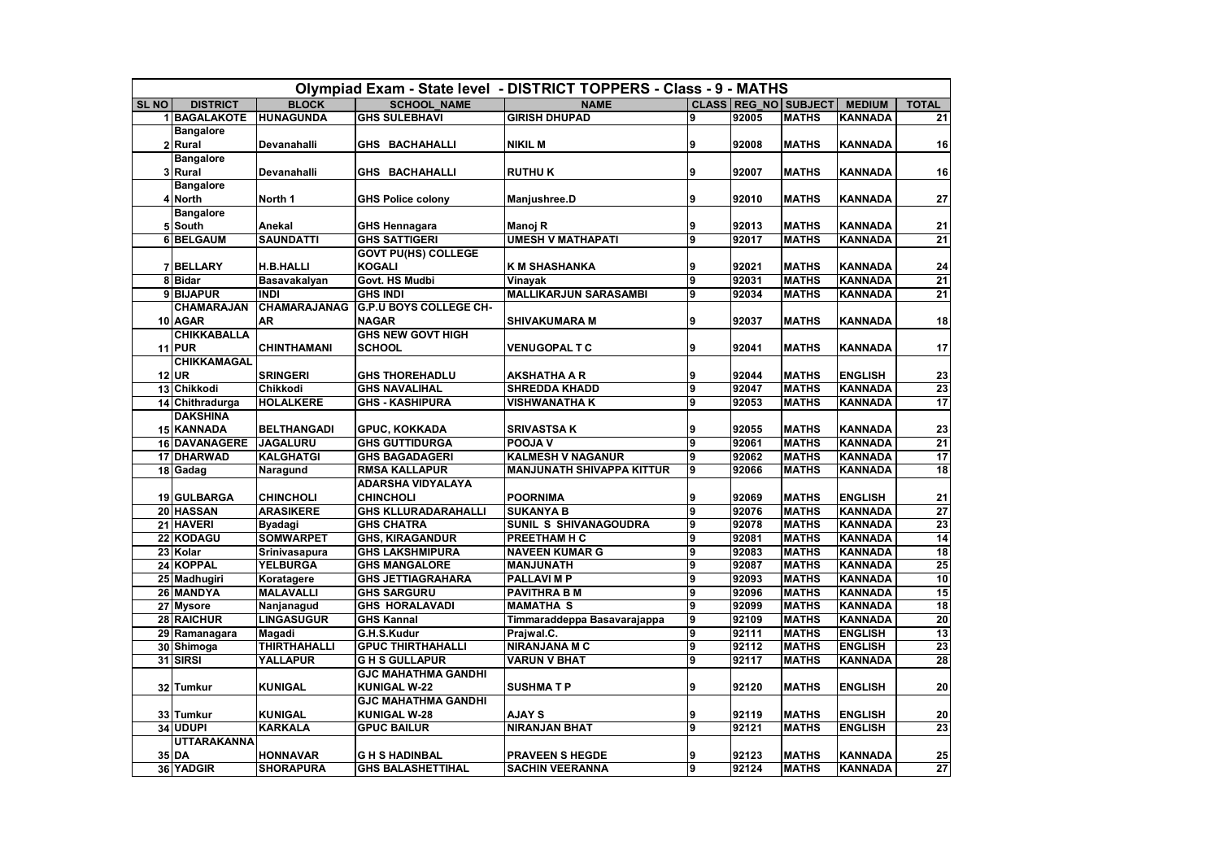| Olympiad Exam - State level - DISTRICT TOPPERS - Class - 9 - MATHS | | | | | | | | | |
|---|---|---|---|---|---|---|---|---|---|
| SL NO | DISTRICT | BLOCK | SCHOOL_NAME | NAME | CLASS | REG_NO | SUBJECT | MEDIUM | TOTAL |
| 1 | BAGALAKOTE | HUNAGUNDA | GHS SULEBHAVI | GIRISH DHUPAD | 9 | 92005 | MATHS | KANNADA | 21 |
| 2 | Bangalore Rural | Devanahalli | GHS BACHAHALLI | NIKIL M | 9 | 92008 | MATHS | KANNADA | 16 |
| 3 | Bangalore Rural | Devanahalli | GHS BACHAHALLI | RUTHU K | 9 | 92007 | MATHS | KANNADA | 16 |
| 4 | Bangalore North | North 1 | GHS Police colony | Manjushree.D | 9 | 92010 | MATHS | KANNADA | 27 |
| 5 | Bangalore South | Anekal | GHS Hennagara | Manoj R | 9 | 92013 | MATHS | KANNADA | 21 |
| 6 | BELGAUM | SAUNDATTI | GHS SATTIGERI | UMESH V MATHAPATI | 9 | 92017 | MATHS | KANNADA | 21 |
| 7 | BELLARY | H.B.HALLI | GOVT PU(HS) COLLEGE KOGALI | K M SHASHANKA | 9 | 92021 | MATHS | KANNADA | 24 |
| 8 | Bidar | Basavakalyan | Govt. HS Mudbi | Vinayak | 9 | 92031 | MATHS | KANNADA | 21 |
| 9 | BIJAPUR | INDI | GHS INDI | MALLIKARJUN SARASAMBI | 9 | 92034 | MATHS | KANNADA | 21 |
| 10 | CHAMARAJANAGAR | CHAMARAJANAGAR | G.P.U BOYS COLLEGE CH-NAGAR | SHIVAKUMARA M | 9 | 92037 | MATHS | KANNADA | 18 |
| 11 | CHIKKABALLAPUR | CHINTHAMANI | GHS NEW GOVT HIGH SCHOOL | VENUGOPAL T C | 9 | 92041 | MATHS | KANNADA | 17 |
| 12 | CHIKKAMAGALUR | SRINGERI | GHS THOREHADLU | AKSHATHA A R | 9 | 92044 | MATHS | ENGLISH | 23 |
| 13 | Chikkodi | Chikkodi | GHS NAVALIHAL | SHREDDA KHADD | 9 | 92047 | MATHS | KANNADA | 23 |
| 14 | Chithradurga | HOLALKERE | GHS - KASHIPURA | VISHWANATHA K | 9 | 92053 | MATHS | KANNADA | 17 |
| 15 | DAKSHINA KANNADA | BELTHANGADI | GPUC, KOKKADA | SRIVASTSA K | 9 | 92055 | MATHS | KANNADA | 23 |
| 16 | DAVANAGERE | JAGALURU | GHS GUTTIDURGA | POOJA V | 9 | 92061 | MATHS | KANNADA | 21 |
| 17 | DHARWAD | KALGHATGI | GHS BAGADAGERI | KALMESH V NAGANUR | 9 | 92062 | MATHS | KANNADA | 17 |
| 18 | Gadag | Naragund | RMSA KALLAPUR | MANJUNATH SHIVAPPA KITTUR | 9 | 92066 | MATHS | KANNADA | 18 |
| 19 | GULBARGA | CHINCHOLI | ADARSHA VIDYALAYA CHINCHOLI | POORNIMA | 9 | 92069 | MATHS | ENGLISH | 21 |
| 20 | HASSAN | ARASIKERE | GHS KLLURADARAHALLI | SUKANYA B | 9 | 92076 | MATHS | KANNADA | 27 |
| 21 | HAVERI | Byadagi | GHS CHATRA | SUNIL S SHIVANAGOUDRA | 9 | 92078 | MATHS | KANNADA | 23 |
| 22 | KODAGU | SOMWARPET | GHS, KIRAGANDUR | PREETHAM H C | 9 | 92081 | MATHS | KANNADA | 14 |
| 23 | Kolar | Srinivasapura | GHS LAKSHMIPURA | NAVEEN KUMAR G | 9 | 92083 | MATHS | KANNADA | 18 |
| 24 | KOPPAL | YELBURGA | GHS MANGALORE | MANJUNATH | 9 | 92087 | MATHS | KANNADA | 25 |
| 25 | Madhugiri | Koratagere | GHS JETTIAGRAHARA | PALLAVI M P | 9 | 92093 | MATHS | KANNADA | 10 |
| 26 | MANDYA | MALAVALLI | GHS SARGURU | PAVITHRA B M | 9 | 92096 | MATHS | KANNADA | 15 |
| 27 | Mysore | Nanjanagud | GHS HORALAVADI | MAMATHA S | 9 | 92099 | MATHS | KANNADA | 18 |
| 28 | RAICHUR | LINGASUGUR | GHS Kannal | Timmaraddeppa Basavarajappa | 9 | 92109 | MATHS | KANNADA | 20 |
| 29 | Ramanagara | Magadi | G.H.S.Kudur | Prajwal.C. | 9 | 92111 | MATHS | ENGLISH | 13 |
| 30 | Shimoga | THIRTHAHALLI | GPUC THIRTHAHALLI | NIRANJANA M C | 9 | 92112 | MATHS | ENGLISH | 23 |
| 31 | SIRSI | YALLAPUR | G H S GULLAPUR | VARUN V BHAT | 9 | 92117 | MATHS | KANNADA | 28 |
| 32 | Tumkur | KUNIGAL | GJC MAHATHMA GANDHI KUNIGAL W-22 | SUSHMA T P | 9 | 92120 | MATHS | ENGLISH | 20 |
| 33 | Tumkur | KUNIGAL | GJC MAHATHMA GANDHI KUNIGAL W-28 | AJAY S | 9 | 92119 | MATHS | ENGLISH | 20 |
| 34 | UDUPI | KARKALA | GPUC BAILUR | NIRANJAN BHAT | 9 | 92121 | MATHS | ENGLISH | 23 |
| 35 | UTTARAKANNADA | HONNAVAR | G H S HADINBAL | PRAVEEN S HEGDE | 9 | 92123 | MATHS | KANNADA | 25 |
| 36 | YADGIR | SHORAPURA | GHS BALASHETTIHAL | SACHIN VEERANNA | 9 | 92124 | MATHS | KANNADA | 27 |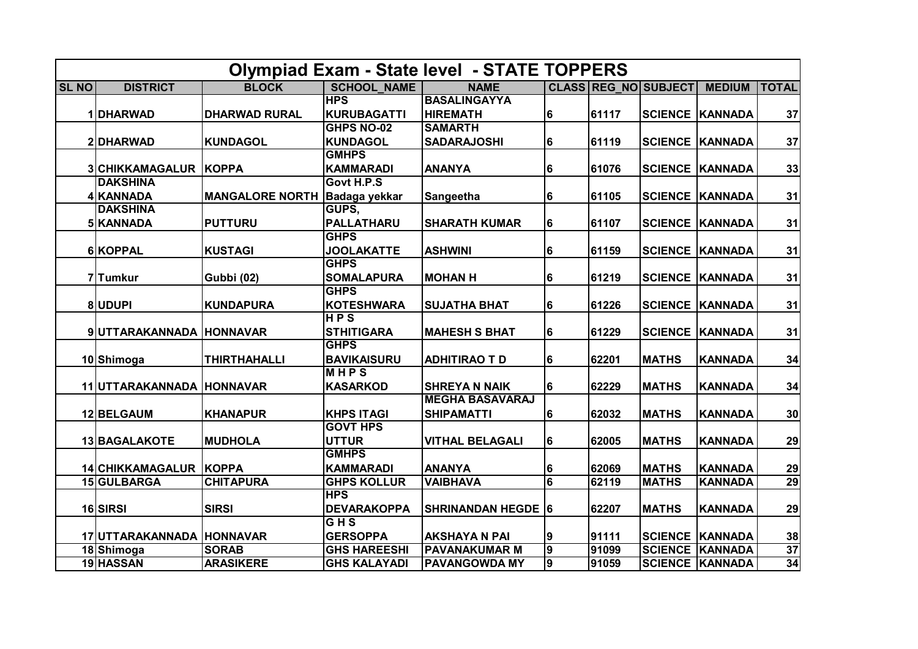# Olympiad Exam - State level - STATE TOPPERS

| SL NO | DISTRICT | BLOCK | SCHOOL_NAME | NAME | CLASS | REG_NO | SUBJECT | MEDIUM | TOTAL |
|---|---|---|---|---|---|---|---|---|---|
| 1 | DHARWAD | DHARWAD RURAL | HPS KURUBAGATTI | BASALINGAYYA HIREMATH | 6 | 61117 | SCIENCE | KANNADA | 37 |
| 2 | DHARWAD | KUNDAGOL | GHPS NO-02 KUNDAGOL | SAMARTH SADARAJOSHI | 6 | 61119 | SCIENCE | KANNADA | 37 |
| 3 | CHIKKAMAGALUR | KOPPA | GMHPS KAMMARADI | ANANYA | 6 | 61076 | SCIENCE | KANNADA | 33 |
| 4 | DAKSHINA KANNADA | MANGALORE NORTH | Govt H.P.S Badaga yekkar | Sangeetha | 6 | 61105 | SCIENCE | KANNADA | 31 |
| 5 | DAKSHINA KANNADA | PUTTURU | GUPS, PALLATHARU | SHARATH KUMAR | 6 | 61107 | SCIENCE | KANNADA | 31 |
| 6 | KOPPAL | KUSTAGI | GHPS JOOLAKATTE | ASHWINI | 6 | 61159 | SCIENCE | KANNADA | 31 |
| 7 | Tumkur | Gubbi (02) | GHPS SOMALAPURA | MOHAN H | 6 | 61219 | SCIENCE | KANNADA | 31 |
| 8 | UDUPI | KUNDAPURA | GHPS KOTESHWARA | SUJATHA BHAT | 6 | 61226 | SCIENCE | KANNADA | 31 |
| 9 | UTTARAKANNADA | HONNAVAR | H P S STHITIGARA | MAHESH S BHAT | 6 | 61229 | SCIENCE | KANNADA | 31 |
| 10 | Shimoga | THIRTHAHALLI | GHPS BAVIKAISURU | ADHITIRAO T D | 6 | 62201 | MATHS | KANNADA | 34 |
| 11 | UTTARAKANNADA | HONNAVAR | M H P S KASARKOD | SHREYA N NAIK | 6 | 62229 | MATHS | KANNADA | 34 |
| 12 | BELGAUM | KHANAPUR | KHPS ITAGI | MEGHA BASAVARAJ SHIPAMATTI | 6 | 62032 | MATHS | KANNADA | 30 |
| 13 | BAGALAKOTE | MUDHOLA | GOVT HPS UTTUR | VITHAL BELAGALI | 6 | 62005 | MATHS | KANNADA | 29 |
| 14 | CHIKKAMAGALUR | KOPPA | GMHPS KAMMARADI | ANANYA | 6 | 62069 | MATHS | KANNADA | 29 |
| 15 | GULBARGA | CHITAPURA | GHPS KOLLUR | VAIBHAVA | 6 | 62119 | MATHS | KANNADA | 29 |
| 16 | SIRSI | SIRSI | HPS DEVARAKOPPA | SHRINANDAN HEGDE | 6 | 62207 | MATHS | KANNADA | 29 |
| 17 | UTTARAKANNADA | HONNAVAR | G H S GERSOPPA | AKSHAYA N PAI | 9 | 91111 | SCIENCE | KANNADA | 38 |
| 18 | Shimoga | SORAB | GHS HAREESHI | PAVANAKUMAR M | 9 | 91099 | SCIENCE | KANNADA | 37 |
| 19 | HASSAN | ARASIKERE | GHS KALAYADI | PAVANGOWDA MY | 9 | 91059 | SCIENCE | KANNADA | 34 |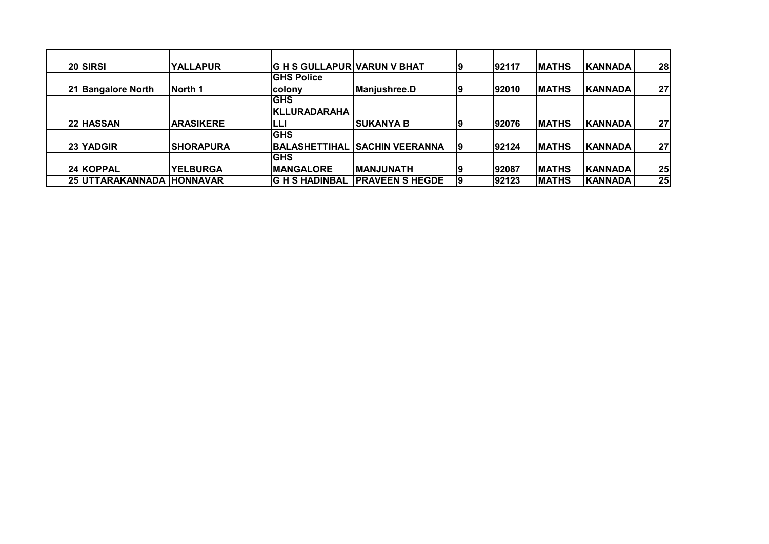| | | | | | | | | |
|---|---|---|---|---|---|---|---|---|
| 20 | SIRSI | YALLAPUR | G H S GULLAPUR | VARUN V BHAT | 9 | 92117 | MATHS | KANNADA | 28 |
| 21 | Bangalore North | North 1 | GHS Police colony | Manjushree.D | 9 | 92010 | MATHS | KANNADA | 27 |
| 22 | HASSAN | ARASIKERE | GHS KLLURADARAHALLI | SUKANYA B | 9 | 92076 | MATHS | KANNADA | 27 |
| 23 | YADGIR | SHORAPURA | GHS BALASHETTIHAL | SACHIN VEERANNA | 9 | 92124 | MATHS | KANNADA | 27 |
| 24 | KOPPAL | YELBURGA | GHS MANGALORE | MANJUNATH | 9 | 92087 | MATHS | KANNADA | 25 |
| 25 | UTTARAKANNADA | HONNAVAR | G H S HADINBAL | PRAVEEN S HEGDE | 9 | 92123 | MATHS | KANNADA | 25 |